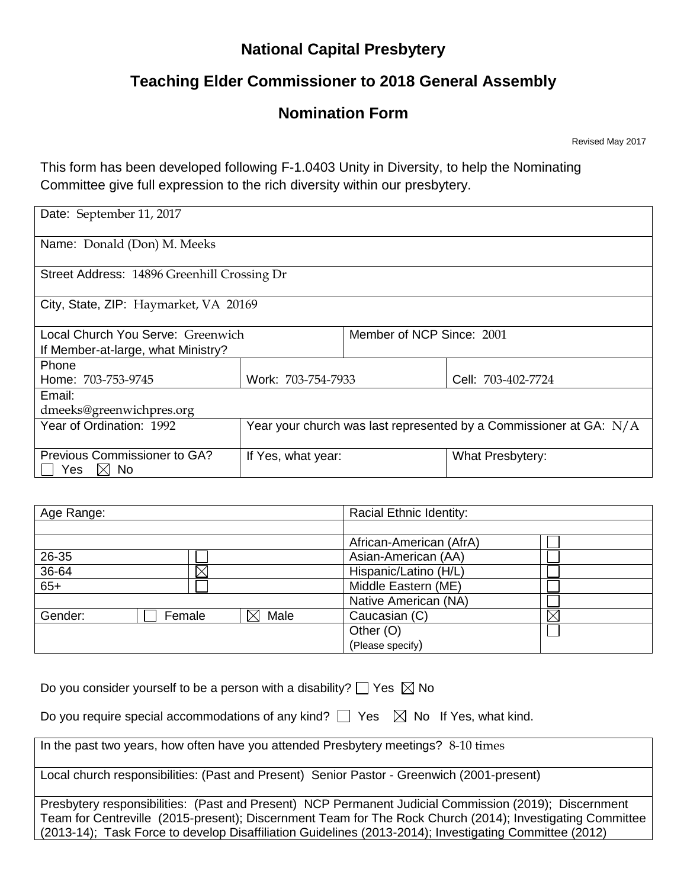# National Capital Presbytery

## Teaching Elder Commissioner to 2018 General Assembly

## Nomination Form

Revised May 2017

This form has been developed following F-1.0403 Unity in Diversity, to help the Nominating Committee give full expression to the rich diversity within our presbytery.

| | | | |
|---|---|---|---|
| Date: September 11, 2017 | | | |
| Name: Donald (Don) M. Meeks | | | |
| Street Address: 14896 Greenhill Crossing Dr | | | |
| City, State, ZIP: Haymarket, VA 20169 | | | |
| Local Church You Serve: Greenwich<br>If Member-at-large, what Ministry? | | Member of NCP Since: 2001 | |
| Phone<br>Home: 703-753-9745 | Work: 703-754-7933 | | Cell: 703-402-7724 |
| Email:<br>dmeeks@greenwichpres.org | | | |
| Year of Ordination: 1992 | Year your church was last represented by a Commissioner at GA: N/A | | |
| Previous Commissioner to GA?<br>☐ Yes ☒ No | If Yes, what year: | | What Presbytery: |

| Age Range: | | | Racial Ethnic Identity: | |
|---|---|---|---|---|
| | | | African-American (AfrA) | ☐ |
| 26-35 | ☐ | | Asian-American (AA) | ☐ |
| 36-64 | ☒ | | Hispanic/Latino (H/L) | ☐ |
| 65+ | ☐ | | Middle Eastern (ME) | ☐ |
| | | | Native American (NA) | ☐ |
| Gender: | ☐ Female | ☒ Male | Caucasian (C) | ☒ |
| | | | Other (O)<br>(Please specify) | ☐ |

Do you consider yourself to be a person with a disability? ☐ Yes ☒ No

Do you require special accommodations of any kind? ☐ Yes ☒ No If Yes, what kind.

| |
|---|
| In the past two years, how often have you attended Presbytery meetings? 8-10 times |
| Local church responsibilities: (Past and Present) Senior Pastor - Greenwich (2001-present) |
| Presbytery responsibilities: (Past and Present) NCP Permanent Judicial Commission (2019); Discernment Team for Centreville (2015-present); Discernment Team for The Rock Church (2014); Investigating Committee (2013-14); Task Force to develop Disaffiliation Guidelines (2013-2014); Investigating Committee (2012) |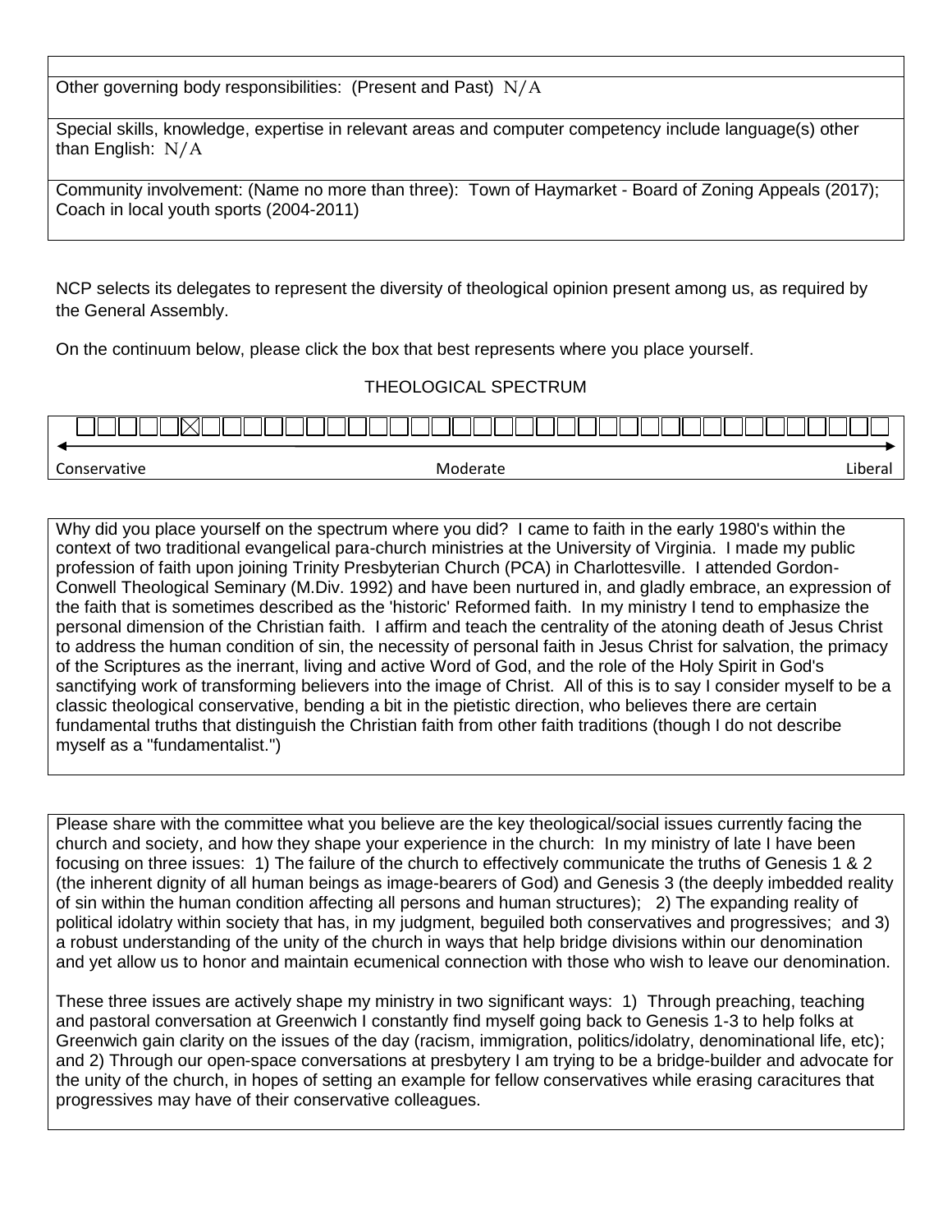Other governing body responsibilities: (Present and Past) N/A

Special skills, knowledge, expertise in relevant areas and computer competency include language(s) other than English: N/A

Community involvement: (Name no more than three): Town of Haymarket - Board of Zoning Appeals (2017); Coach in local youth sports (2004-2011)

NCP selects its delegates to represent the diversity of theological opinion present among us, as required by the General Assembly.

On the continuum below, please click the box that best represents where you place yourself.

THEOLOGICAL SPECTRUM

☐☐☐☐☐☒☐☐☐☐☐☐☐☐☐☐☐☐☐☐☐☐☐☐☐☐☐☐☐☐☐☐☐☐☐☐☐☐☐

Conservative — Moderate — Liberal

Why did you place yourself on the spectrum where you did? I came to faith in the early 1980's within the context of two traditional evangelical para-church ministries at the University of Virginia. I made my public profession of faith upon joining Trinity Presbyterian Church (PCA) in Charlottesville. I attended Gordon-Conwell Theological Seminary (M.Div. 1992) and have been nurtured in, and gladly embrace, an expression of the faith that is sometimes described as the 'historic' Reformed faith. In my ministry I tend to emphasize the personal dimension of the Christian faith. I affirm and teach the centrality of the atoning death of Jesus Christ to address the human condition of sin, the necessity of personal faith in Jesus Christ for salvation, the primacy of the Scriptures as the inerrant, living and active Word of God, and the role of the Holy Spirit in God's sanctifying work of transforming believers into the image of Christ. All of this is to say I consider myself to be a classic theological conservative, bending a bit in the pietistic direction, who believes there are certain fundamental truths that distinguish the Christian faith from other faith traditions (though I do not describe myself as a "fundamentalist.")

Please share with the committee what you believe are the key theological/social issues currently facing the church and society, and how they shape your experience in the church: In my ministry of late I have been focusing on three issues: 1) The failure of the church to effectively communicate the truths of Genesis 1 & 2 (the inherent dignity of all human beings as image-bearers of God) and Genesis 3 (the deeply imbedded reality of sin within the human condition affecting all persons and human structures); 2) The expanding reality of political idolatry within society that has, in my judgment, beguiled both conservatives and progressives; and 3) a robust understanding of the unity of the church in ways that help bridge divisions within our denomination and yet allow us to honor and maintain ecumenical connection with those who wish to leave our denomination.

These three issues are actively shape my ministry in two significant ways: 1) Through preaching, teaching and pastoral conversation at Greenwich I constantly find myself going back to Genesis 1-3 to help folks at Greenwich gain clarity on the issues of the day (racism, immigration, politics/idolatry, denominational life, etc); and 2) Through our open-space conversations at presbytery I am trying to be a bridge-builder and advocate for the unity of the church, in hopes of setting an example for fellow conservatives while erasing caracitures that progressives may have of their conservative colleagues.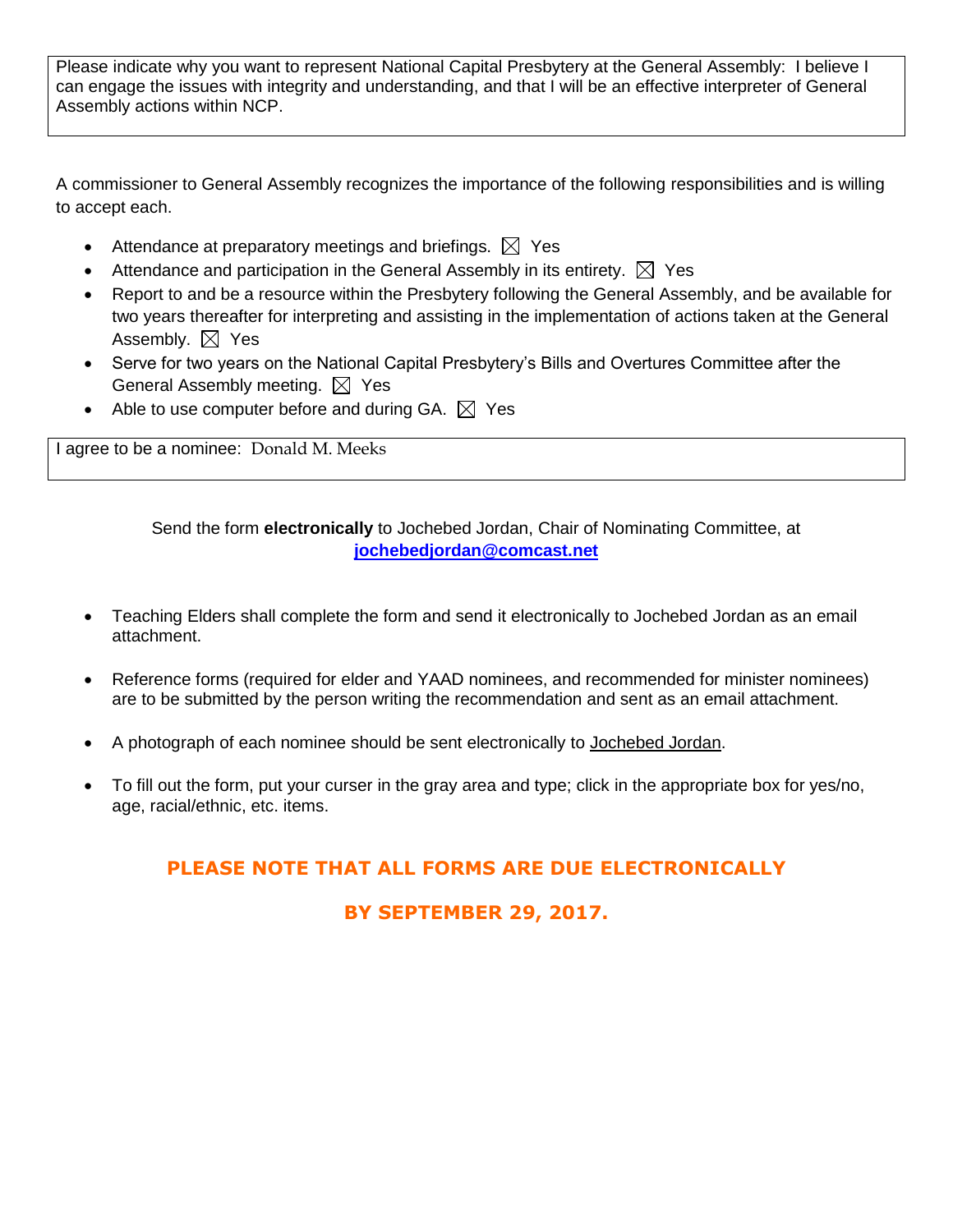Please indicate why you want to represent National Capital Presbytery at the General Assembly: I believe I can engage the issues with integrity and understanding, and that I will be an effective interpreter of General Assembly actions within NCP.

A commissioner to General Assembly recognizes the importance of the following responsibilities and is willing to accept each.

- Attendance at preparatory meetings and briefings. ☒ Yes
- Attendance and participation in the General Assembly in its entirety. ☒ Yes
- Report to and be a resource within the Presbytery following the General Assembly, and be available for two years thereafter for interpreting and assisting in the implementation of actions taken at the General Assembly. ☒ Yes
- Serve for two years on the National Capital Presbytery's Bills and Overtures Committee after the General Assembly meeting. ☒ Yes
- Able to use computer before and during GA. ☒ Yes

I agree to be a nominee: Donald M. Meeks

Send the form **electronically** to Jochebed Jordan, Chair of Nominating Committee, at **jochebedjordan@comcast.net**

- Teaching Elders shall complete the form and send it electronically to Jochebed Jordan as an email attachment.
- Reference forms (required for elder and YAAD nominees, and recommended for minister nominees) are to be submitted by the person writing the recommendation and sent as an email attachment.
- A photograph of each nominee should be sent electronically to Jochebed Jordan.
- To fill out the form, put your curser in the gray area and type; click in the appropriate box for yes/no, age, racial/ethnic, etc. items.

**PLEASE NOTE THAT ALL FORMS ARE DUE ELECTRONICALLY**

**BY SEPTEMBER 29, 2017.**